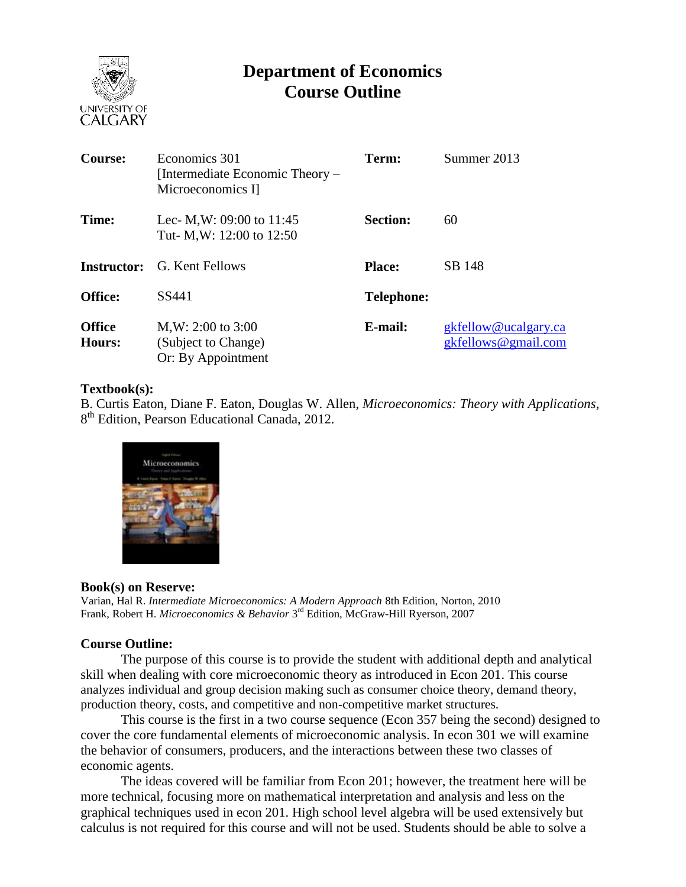# Department of Economics
# Course Outline

| | | | |
|---|---|---|---|
| **Course:** | Economics 301 [Intermediate Economic Theory – Microeconomics I] | **Term:** | Summer 2013 |
| **Time:** | Lec- M,W: 09:00 to 11:45<br>Tut- M,W: 12:00 to 12:50 | **Section:** | 60 |
| **Instructor:** | G. Kent Fellows | **Place:** | SB 148 |
| **Office:** | SS441 | **Telephone:** | |
| **Office Hours:** | M,W: 2:00 to 3:00<br>(Subject to Change)<br>Or: By Appointment | **E-mail:** | gkfellow@ucalgary.ca<br>gkfellows@gmail.com |

**Textbook(s):**
B. Curtis Eaton, Diane F. Eaton, Douglas W. Allen, *Microeconomics: Theory with Applications*, 8th Edition, Pearson Educational Canada, 2012.

**Book(s) on Reserve:**
Varian, Hal R. *Intermediate Microeconomics: A Modern Approach* 8th Edition, Norton, 2010
Frank, Robert H. *Microeconomics & Behavior* 3rd Edition, McGraw-Hill Ryerson, 2007

**Course Outline:**

The purpose of this course is to provide the student with additional depth and analytical skill when dealing with core microeconomic theory as introduced in Econ 201. This course analyzes individual and group decision making such as consumer choice theory, demand theory, production theory, costs, and competitive and non-competitive market structures.

This course is the first in a two course sequence (Econ 357 being the second) designed to cover the core fundamental elements of microeconomic analysis. In econ 301 we will examine the behavior of consumers, producers, and the interactions between these two classes of economic agents.

The ideas covered will be familiar from Econ 201; however, the treatment here will be more technical, focusing more on mathematical interpretation and analysis and less on the graphical techniques used in econ 201. High school level algebra will be used extensively but calculus is not required for this course and will not be used. Students should be able to solve a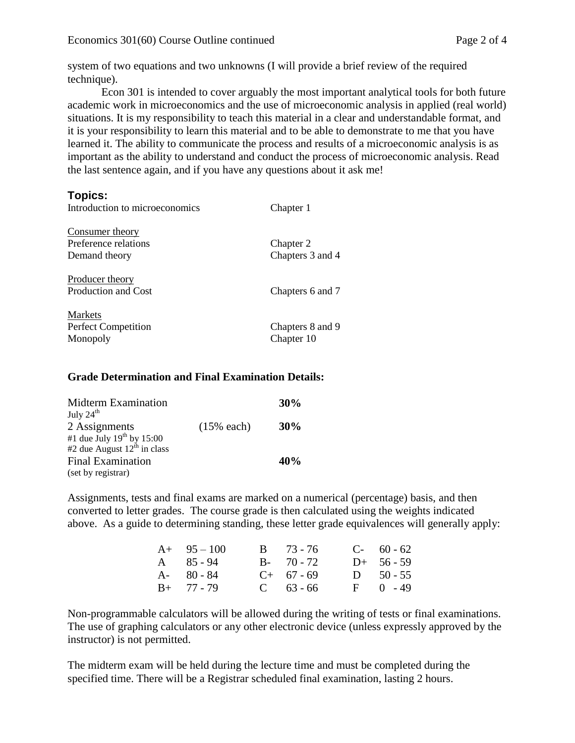system of two equations and two unknowns (I will provide a brief review of the required technique).

Econ 301 is intended to cover arguably the most important analytical tools for both future academic work in microeconomics and the use of microeconomic analysis in applied (real world) situations. It is my responsibility to teach this material in a clear and understandable format, and it is your responsibility to learn this material and to be able to demonstrate to me that you have learned it. The ability to communicate the process and results of a microeconomic analysis is as important as the ability to understand and conduct the process of microeconomic analysis. Read the last sentence again, and if you have any questions about it ask me!

## Topics:

| | |
|---|---|
| Introduction to microeconomics | Chapter 1 |
| Consumer theory | |
| Preference relations | Chapter 2 |
| Demand theory | Chapters 3 and 4 |
| Producer theory | |
| Production and Cost | Chapters 6 and 7 |
| Markets | |
| Perfect Competition | Chapters 8 and 9 |
| Monopoly | Chapter 10 |

**Grade Determination and Final Examination Details:**

| | | |
|---|---|---|
| Midterm Examination<br>July 24th | | **30%** |
| 2 Assignments<br>#1 due July 19th by 15:00<br>#2 due August 12th in class | (15% each) | **30%** |
| Final Examination<br>(set by registrar) | | **40%** |

Assignments, tests and final exams are marked on a numerical (percentage) basis, and then converted to letter grades. The course grade is then calculated using the weights indicated above. As a guide to determining standing, these letter grade equivalences will generally apply:

| | | | | | |
|---|---|---|---|---|---|
| A+ | 95 – 100 | B | 73 - 76 | C- | 60 - 62 |
| A | 85 - 94 | B- | 70 - 72 | D+ | 56 - 59 |
| A- | 80 - 84 | C+ | 67 - 69 | D | 50 - 55 |
| B+ | 77 - 79 | C | 63 - 66 | F | 0 - 49 |

Non-programmable calculators will be allowed during the writing of tests or final examinations. The use of graphing calculators or any other electronic device (unless expressly approved by the instructor) is not permitted.

The midterm exam will be held during the lecture time and must be completed during the specified time. There will be a Registrar scheduled final examination, lasting 2 hours.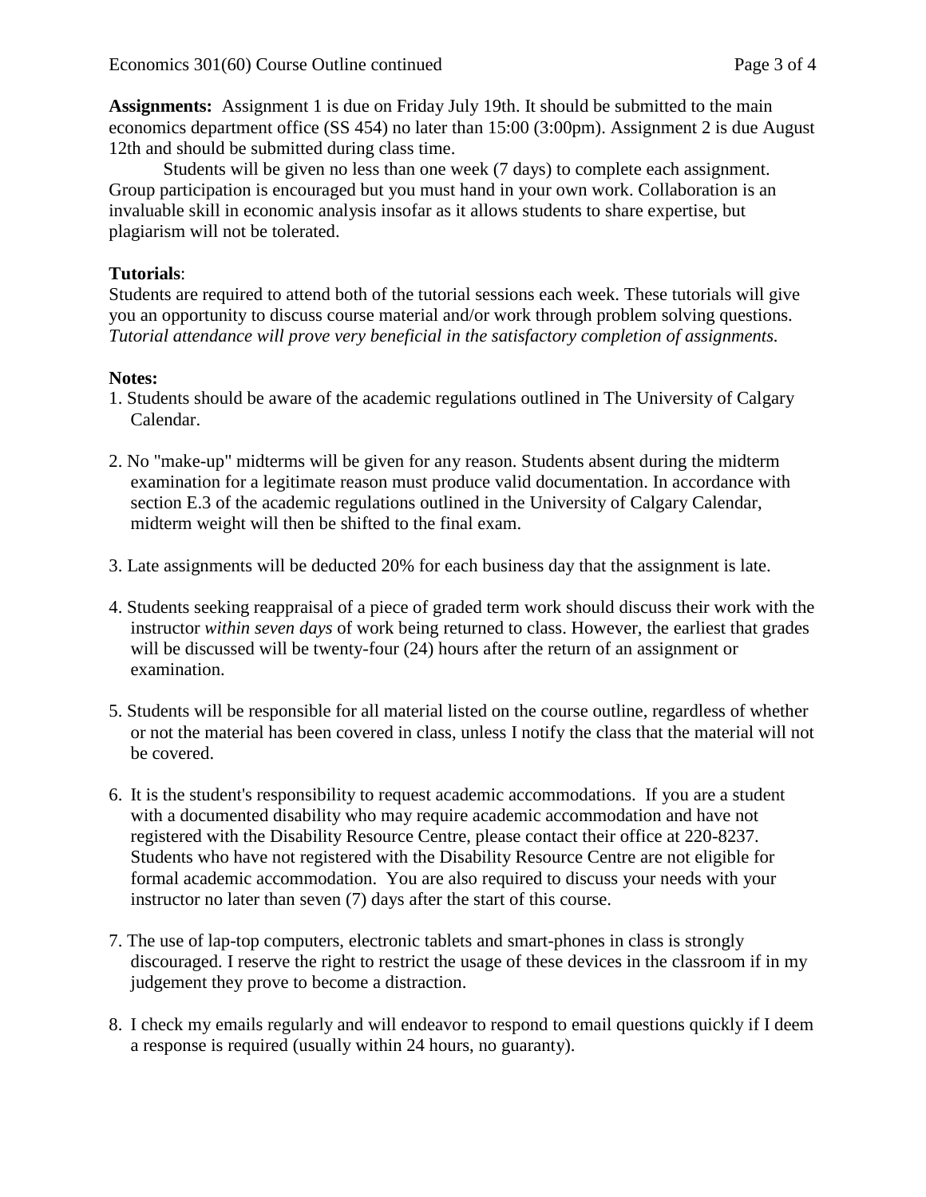**Assignments:** Assignment 1 is due on Friday July 19th. It should be submitted to the main economics department office (SS 454) no later than 15:00 (3:00pm). Assignment 2 is due August 12th and should be submitted during class time.

Students will be given no less than one week (7 days) to complete each assignment. Group participation is encouraged but you must hand in your own work. Collaboration is an invaluable skill in economic analysis insofar as it allows students to share expertise, but plagiarism will not be tolerated.

**Tutorials**:
Students are required to attend both of the tutorial sessions each week. These tutorials will give you an opportunity to discuss course material and/or work through problem solving questions. *Tutorial attendance will prove very beneficial in the satisfactory completion of assignments.*

**Notes:**

1. Students should be aware of the academic regulations outlined in The University of Calgary Calendar.

2. No "make-up" midterms will be given for any reason. Students absent during the midterm examination for a legitimate reason must produce valid documentation. In accordance with section E.3 of the academic regulations outlined in the University of Calgary Calendar, midterm weight will then be shifted to the final exam.

3. Late assignments will be deducted 20% for each business day that the assignment is late.

4. Students seeking reappraisal of a piece of graded term work should discuss their work with the instructor *within seven days* of work being returned to class. However, the earliest that grades will be discussed will be twenty-four (24) hours after the return of an assignment or examination.

5. Students will be responsible for all material listed on the course outline, regardless of whether or not the material has been covered in class, unless I notify the class that the material will not be covered.

6. It is the student's responsibility to request academic accommodations. If you are a student with a documented disability who may require academic accommodation and have not registered with the Disability Resource Centre, please contact their office at 220-8237. Students who have not registered with the Disability Resource Centre are not eligible for formal academic accommodation. You are also required to discuss your needs with your instructor no later than seven (7) days after the start of this course.

7. The use of lap-top computers, electronic tablets and smart-phones in class is strongly discouraged. I reserve the right to restrict the usage of these devices in the classroom if in my judgement they prove to become a distraction.

8. I check my emails regularly and will endeavor to respond to email questions quickly if I deem a response is required (usually within 24 hours, no guaranty).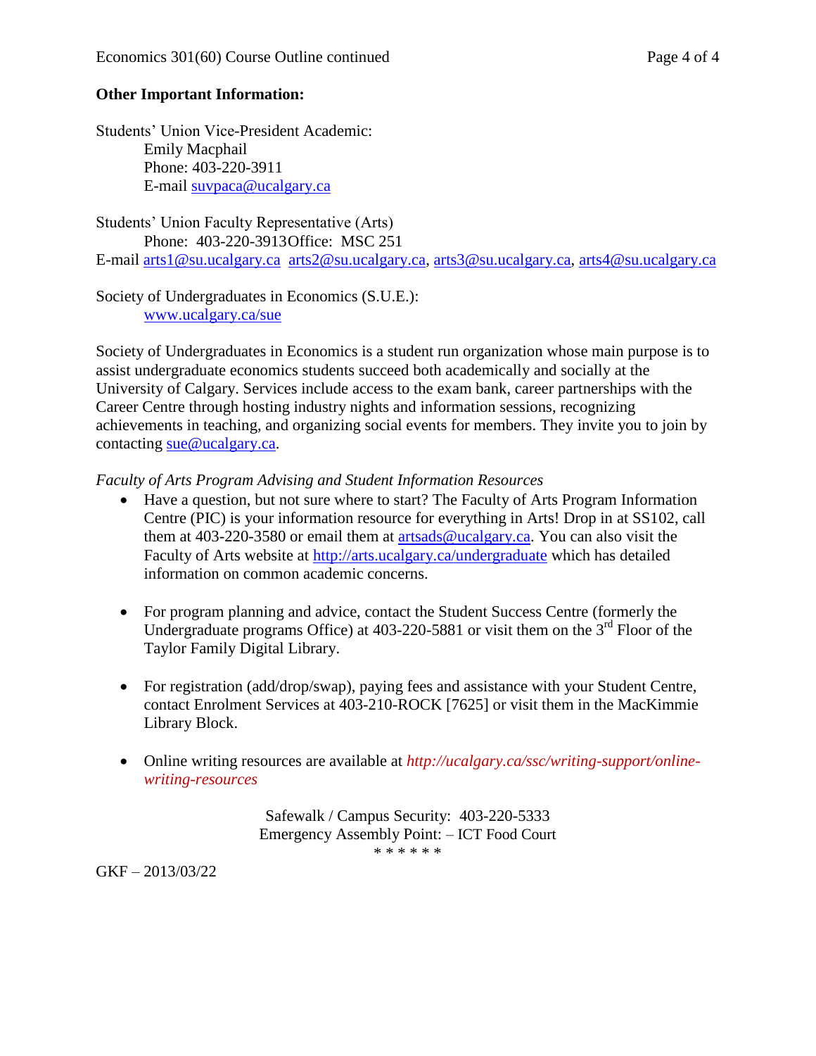**Other Important Information:**

Students' Union Vice-President Academic:
Emily Macphail
Phone: 403-220-3911
E-mail suvpaca@ucalgary.ca

Students' Union Faculty Representative (Arts)
Phone: 403-220-3913 Office: MSC 251
E-mail arts1@su.ucalgary.ca arts2@su.ucalgary.ca, arts3@su.ucalgary.ca, arts4@su.ucalgary.ca

Society of Undergraduates in Economics (S.U.E.):
www.ucalgary.ca/sue

Society of Undergraduates in Economics is a student run organization whose main purpose is to assist undergraduate economics students succeed both academically and socially at the University of Calgary. Services include access to the exam bank, career partnerships with the Career Centre through hosting industry nights and information sessions, recognizing achievements in teaching, and organizing social events for members. They invite you to join by contacting sue@ucalgary.ca.

*Faculty of Arts Program Advising and Student Information Resources*

- Have a question, but not sure where to start? The Faculty of Arts Program Information Centre (PIC) is your information resource for everything in Arts! Drop in at SS102, call them at 403-220-3580 or email them at artsads@ucalgary.ca. You can also visit the Faculty of Arts website at http://arts.ucalgary.ca/undergraduate which has detailed information on common academic concerns.

- For program planning and advice, contact the Student Success Centre (formerly the Undergraduate programs Office) at 403-220-5881 or visit them on the 3rd Floor of the Taylor Family Digital Library.

- For registration (add/drop/swap), paying fees and assistance with your Student Centre, contact Enrolment Services at 403-210-ROCK [7625] or visit them in the MacKimmie Library Block.

- Online writing resources are available at *http://ucalgary.ca/ssc/writing-support/online-writing-resources*

Safewalk / Campus Security: 403-220-5333
Emergency Assembly Point: – ICT Food Court
* * * * * *

GKF – 2013/03/22